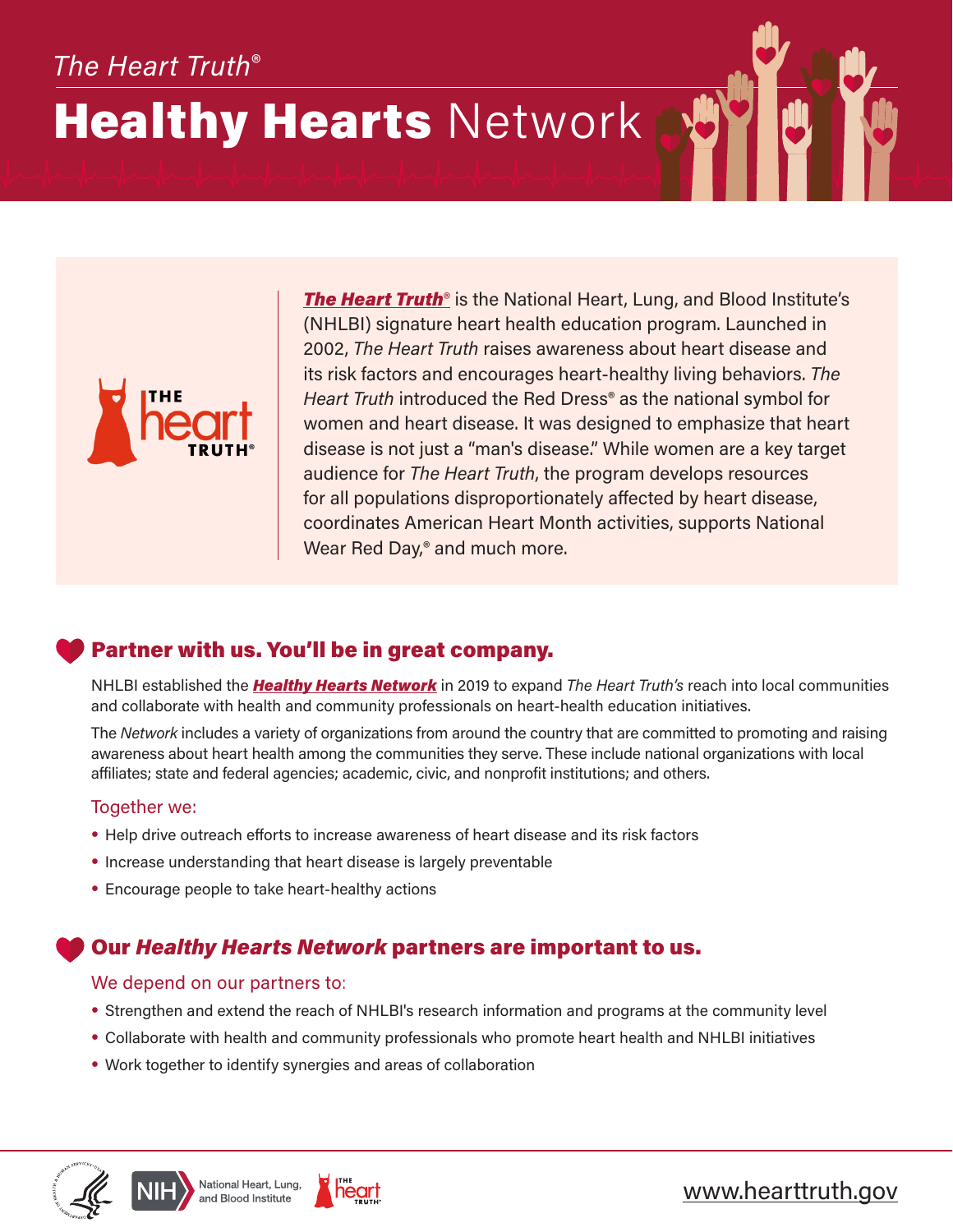*The Heart Truth®*

# **Healthy Hearts** Network

***The Heart Truth®*** is the National Heart, Lung, and Blood Institute's (NHLBI) signature heart health education program. Launched in 2002, *The Heart Truth* raises awareness about heart disease and its risk factors and encourages heart-healthy living behaviors. *The Heart Truth* introduced the Red Dress® as the national symbol for women and heart disease. It was designed to emphasize that heart disease is not just a "man's disease." While women are a key target audience for *The Heart Truth*, the program develops resources for all populations disproportionately affected by heart disease, coordinates American Heart Month activities, supports National Wear Red Day,® and much more.

## Partner with us. You'll be in great company.

NHLBI established the ***Healthy Hearts Network*** in 2019 to expand *The Heart Truth's* reach into local communities and collaborate with health and community professionals on heart-health education initiatives.

The *Network* includes a variety of organizations from around the country that are committed to promoting and raising awareness about heart health among the communities they serve. These include national organizations with local affiliates; state and federal agencies; academic, civic, and nonprofit institutions; and others.

Together we:

- Help drive outreach efforts to increase awareness of heart disease and its risk factors
- Increase understanding that heart disease is largely preventable
- Encourage people to take heart-healthy actions

## Our *Healthy Hearts Network* partners are important to us.

We depend on our partners to:

- Strengthen and extend the reach of NHLBI's research information and programs at the community level
- Collaborate with health and community professionals who promote heart health and NHLBI initiatives
- Work together to identify synergies and areas of collaboration

NIH National Heart, Lung, and Blood Institute

www.hearttruth.gov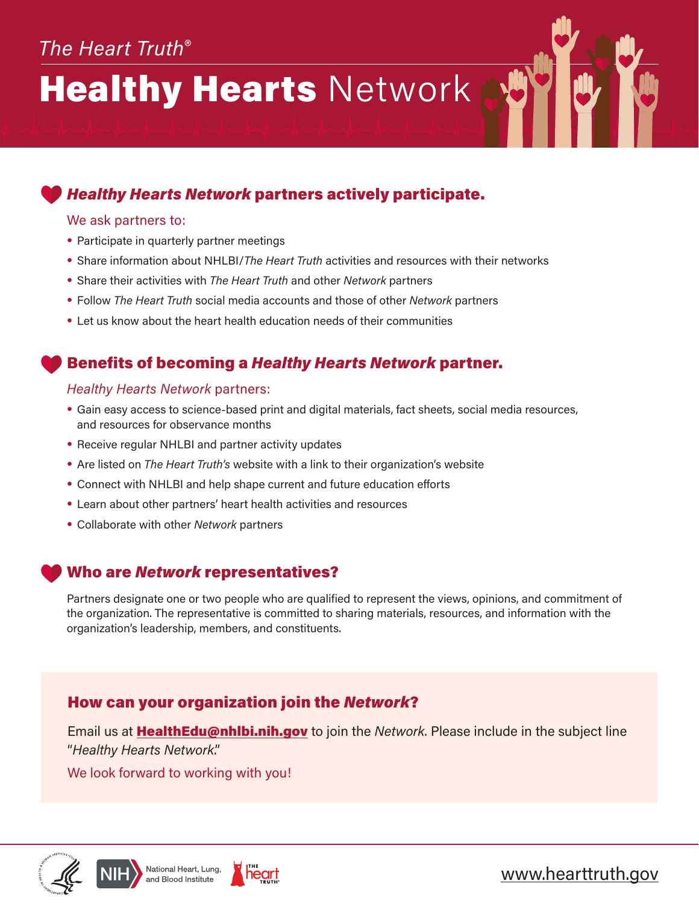*The Heart Truth®*

# **Healthy Hearts** Network

## ***Healthy Hearts Network*** **partners actively participate.**

We ask partners to:

- Participate in quarterly partner meetings
- Share information about NHLBI/*The Heart Truth* activities and resources with their networks
- Share their activities with *The Heart Truth* and other *Network* partners
- Follow *The Heart Truth* social media accounts and those of other *Network* partners
- Let us know about the heart health education needs of their communities

## **Benefits of becoming a** ***Healthy Hearts Network*** **partner.**

*Healthy Hearts Network* partners:

- Gain easy access to science-based print and digital materials, fact sheets, social media resources, and resources for observance months
- Receive regular NHLBI and partner activity updates
- Are listed on *The Heart Truth's* website with a link to their organization's website
- Connect with NHLBI and help shape current and future education efforts
- Learn about other partners' heart health activities and resources
- Collaborate with other *Network* partners

## **Who are** ***Network*** **representatives?**

Partners designate one or two people who are qualified to represent the views, opinions, and commitment of the organization. The representative is committed to sharing materials, resources, and information with the organization's leadership, members, and constituents.

## **How can your organization join the** ***Network*****?**

Email us at **HealthEdu@nhlbi.nih.gov** to join the *Network*. Please include in the subject line "*Healthy Hearts Network*."

We look forward to working with you!

NIH National Heart, Lung, and Blood Institute

www.hearttruth.gov